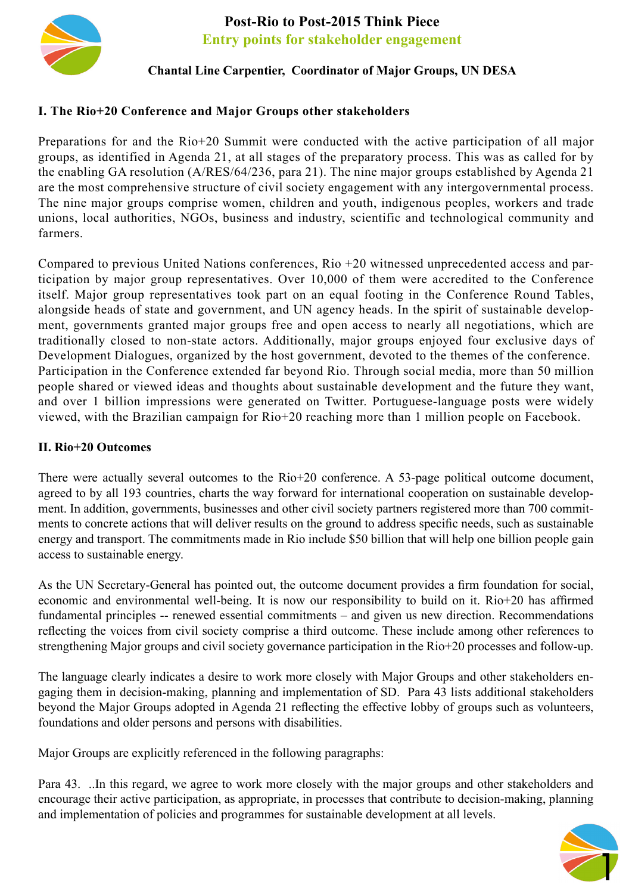# Post-Rio to Post-2015 Think Piece

## Entry points for stakeholder engagement

**Chantal Line Carpentier, Coordinator of Major Groups, UN DESA**

### I. The Rio+20 Conference and Major Groups other stakeholders

Preparations for and the Rio+20 Summit were conducted with the active participation of all major groups, as identified in Agenda 21, at all stages of the preparatory process. This was as called for by the enabling GA resolution (A/RES/64/236, para 21). The nine major groups established by Agenda 21 are the most comprehensive structure of civil society engagement with any intergovernmental process. The nine major groups comprise women, children and youth, indigenous peoples, workers and trade unions, local authorities, NGOs, business and industry, scientific and technological community and farmers.

Compared to previous United Nations conferences, Rio +20 witnessed unprecedented access and participation by major group representatives. Over 10,000 of them were accredited to the Conference itself. Major group representatives took part on an equal footing in the Conference Round Tables, alongside heads of state and government, and UN agency heads. In the spirit of sustainable development, governments granted major groups free and open access to nearly all negotiations, which are traditionally closed to non-state actors. Additionally, major groups enjoyed four exclusive days of Development Dialogues, organized by the host government, devoted to the themes of the conference. Participation in the Conference extended far beyond Rio. Through social media, more than 50 million people shared or viewed ideas and thoughts about sustainable development and the future they want, and over 1 billion impressions were generated on Twitter. Portuguese-language posts were widely viewed, with the Brazilian campaign for Rio+20 reaching more than 1 million people on Facebook.

### II. Rio+20 Outcomes

There were actually several outcomes to the Rio+20 conference. A 53-page political outcome document, agreed to by all 193 countries, charts the way forward for international cooperation on sustainable development. In addition, governments, businesses and other civil society partners registered more than 700 commitments to concrete actions that will deliver results on the ground to address specific needs, such as sustainable energy and transport. The commitments made in Rio include $50 billion that will help one billion people gain access to sustainable energy.

As the UN Secretary-General has pointed out, the outcome document provides a firm foundation for social, economic and environmental well-being. It is now our responsibility to build on it. Rio+20 has affirmed fundamental principles -- renewed essential commitments – and given us new direction. Recommendations reflecting the voices from civil society comprise a third outcome. These include among other references to strengthening Major groups and civil society governance participation in the Rio+20 processes and follow-up.

The language clearly indicates a desire to work more closely with Major Groups and other stakeholders engaging them in decision-making, planning and implementation of SD. Para 43 lists additional stakeholders beyond the Major Groups adopted in Agenda 21 reflecting the effective lobby of groups such as volunteers, foundations and older persons and persons with disabilities.

Major Groups are explicitly referenced in the following paragraphs:

Para 43. ..In this regard, we agree to work more closely with the major groups and other stakeholders and encourage their active participation, as appropriate, in processes that contribute to decision-making, planning and implementation of policies and programmes for sustainable development at all levels.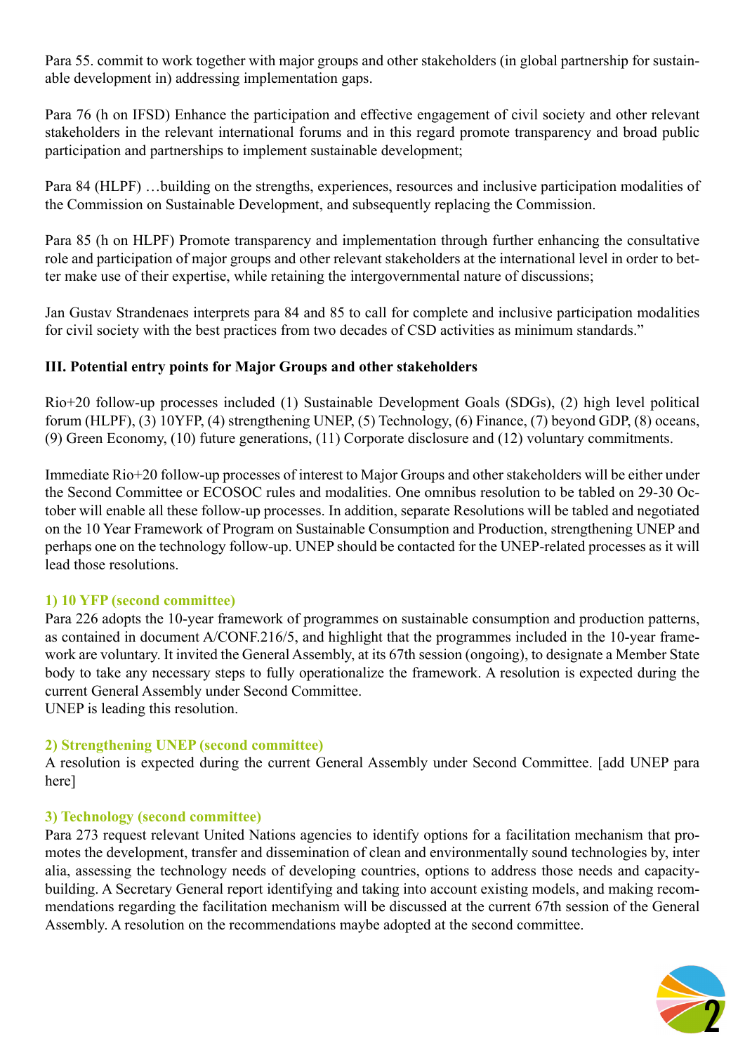Para 55. commit to work together with major groups and other stakeholders (in global partnership for sustainable development in) addressing implementation gaps.

Para 76 (h on IFSD) Enhance the participation and effective engagement of civil society and other relevant stakeholders in the relevant international forums and in this regard promote transparency and broad public participation and partnerships to implement sustainable development;

Para 84 (HLPF) …building on the strengths, experiences, resources and inclusive participation modalities of the Commission on Sustainable Development, and subsequently replacing the Commission.

Para 85 (h on HLPF) Promote transparency and implementation through further enhancing the consultative role and participation of major groups and other relevant stakeholders at the international level in order to better make use of their expertise, while retaining the intergovernmental nature of discussions;

Jan Gustav Strandenaes interprets para 84 and 85 to call for complete and inclusive participation modalities for civil society with the best practices from two decades of CSD activities as minimum standards."

**III. Potential entry points for Major Groups and other stakeholders**

Rio+20 follow-up processes included (1) Sustainable Development Goals (SDGs), (2) high level political forum (HLPF), (3) 10YFP, (4) strengthening UNEP, (5) Technology, (6) Finance, (7) beyond GDP, (8) oceans, (9) Green Economy, (10) future generations, (11) Corporate disclosure and (12) voluntary commitments.

Immediate Rio+20 follow-up processes of interest to Major Groups and other stakeholders will be either under the Second Committee or ECOSOC rules and modalities. One omnibus resolution to be tabled on 29-30 October will enable all these follow-up processes. In addition, separate Resolutions will be tabled and negotiated on the 10 Year Framework of Program on Sustainable Consumption and Production, strengthening UNEP and perhaps one on the technology follow-up. UNEP should be contacted for the UNEP-related processes as it will lead those resolutions.

**1) 10 YFP (second committee)**

Para 226 adopts the 10-year framework of programmes on sustainable consumption and production patterns, as contained in document A/CONF.216/5, and highlight that the programmes included in the 10-year framework are voluntary. It invited the General Assembly, at its 67th session (ongoing), to designate a Member State body to take any necessary steps to fully operationalize the framework. A resolution is expected during the current General Assembly under Second Committee.
UNEP is leading this resolution.

**2) Strengthening UNEP (second committee)**

A resolution is expected during the current General Assembly under Second Committee. [add UNEP para here]

**3) Technology (second committee)**

Para 273 request relevant United Nations agencies to identify options for a facilitation mechanism that promotes the development, transfer and dissemination of clean and environmentally sound technologies by, inter alia, assessing the technology needs of developing countries, options to address those needs and capacity-building. A Secretary General report identifying and taking into account existing models, and making recommendations regarding the facilitation mechanism will be discussed at the current 67th session of the General Assembly. A resolution on the recommendations maybe adopted at the second committee.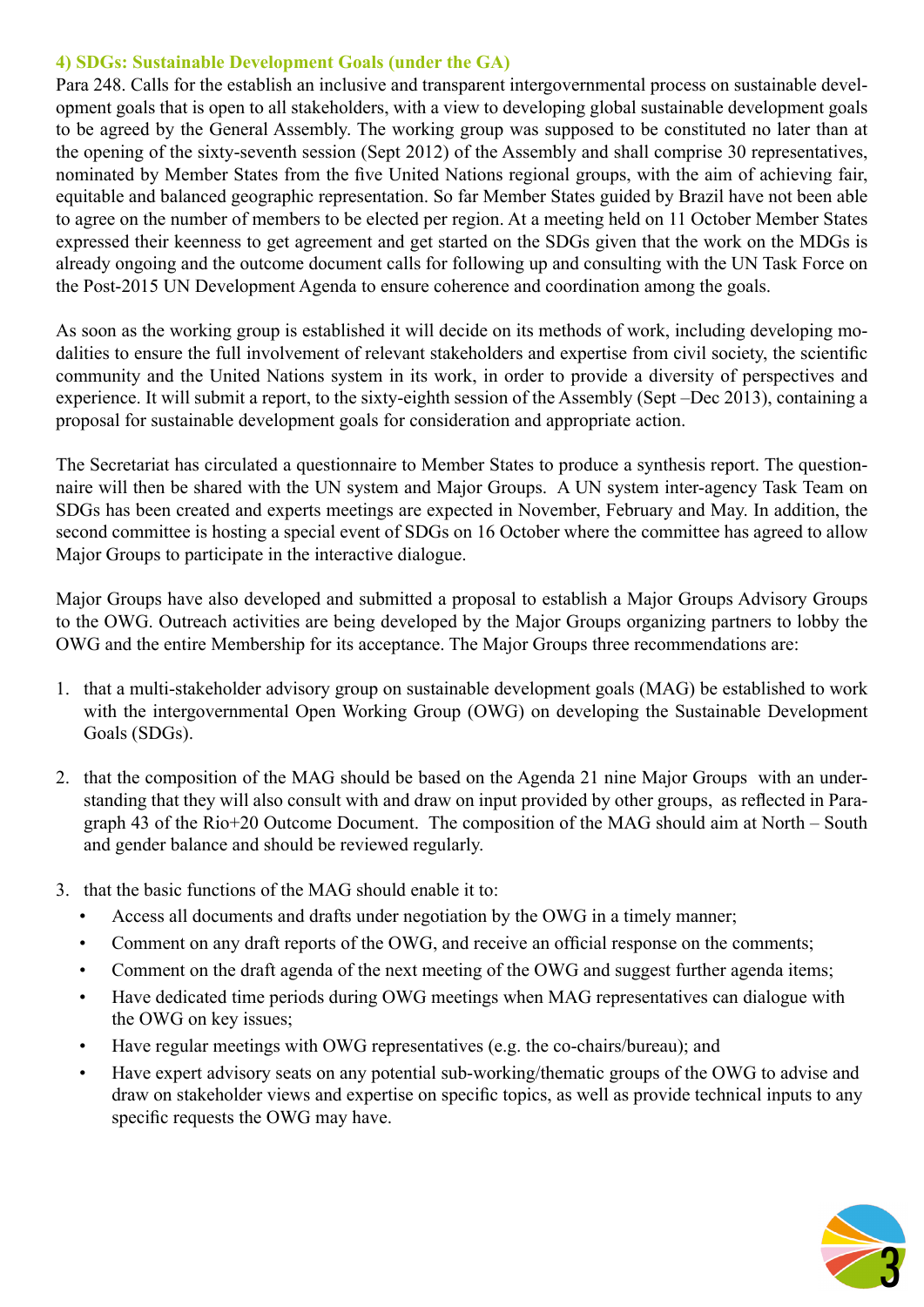**4) SDGs: Sustainable Development Goals (under the GA)**

Para 248. Calls for the establish an inclusive and transparent intergovernmental process on sustainable development goals that is open to all stakeholders, with a view to developing global sustainable development goals to be agreed by the General Assembly. The working group was supposed to be constituted no later than at the opening of the sixty-seventh session (Sept 2012) of the Assembly and shall comprise 30 representatives, nominated by Member States from the five United Nations regional groups, with the aim of achieving fair, equitable and balanced geographic representation. So far Member States guided by Brazil have not been able to agree on the number of members to be elected per region. At a meeting held on 11 October Member States expressed their keenness to get agreement and get started on the SDGs given that the work on the MDGs is already ongoing and the outcome document calls for following up and consulting with the UN Task Force on the Post-2015 UN Development Agenda to ensure coherence and coordination among the goals.

As soon as the working group is established it will decide on its methods of work, including developing modalities to ensure the full involvement of relevant stakeholders and expertise from civil society, the scientific community and the United Nations system in its work, in order to provide a diversity of perspectives and experience. It will submit a report, to the sixty-eighth session of the Assembly (Sept –Dec 2013), containing a proposal for sustainable development goals for consideration and appropriate action.

The Secretariat has circulated a questionnaire to Member States to produce a synthesis report. The questionnaire will then be shared with the UN system and Major Groups. A UN system inter-agency Task Team on SDGs has been created and experts meetings are expected in November, February and May. In addition, the second committee is hosting a special event of SDGs on 16 October where the committee has agreed to allow Major Groups to participate in the interactive dialogue.

Major Groups have also developed and submitted a proposal to establish a Major Groups Advisory Groups to the OWG. Outreach activities are being developed by the Major Groups organizing partners to lobby the OWG and the entire Membership for its acceptance. The Major Groups three recommendations are:

1. that a multi-stakeholder advisory group on sustainable development goals (MAG) be established to work with the intergovernmental Open Working Group (OWG) on developing the Sustainable Development Goals (SDGs).

2. that the composition of the MAG should be based on the Agenda 21 nine Major Groups with an understanding that they will also consult with and draw on input provided by other groups, as reflected in Paragraph 43 of the Rio+20 Outcome Document. The composition of the MAG should aim at North – South and gender balance and should be reviewed regularly.

3. that the basic functions of the MAG should enable it to:
   - Access all documents and drafts under negotiation by the OWG in a timely manner;
   - Comment on any draft reports of the OWG, and receive an official response on the comments;
   - Comment on the draft agenda of the next meeting of the OWG and suggest further agenda items;
   - Have dedicated time periods during OWG meetings when MAG representatives can dialogue with the OWG on key issues;
   - Have regular meetings with OWG representatives (e.g. the co-chairs/bureau); and
   - Have expert advisory seats on any potential sub-working/thematic groups of the OWG to advise and draw on stakeholder views and expertise on specific topics, as well as provide technical inputs to any specific requests the OWG may have.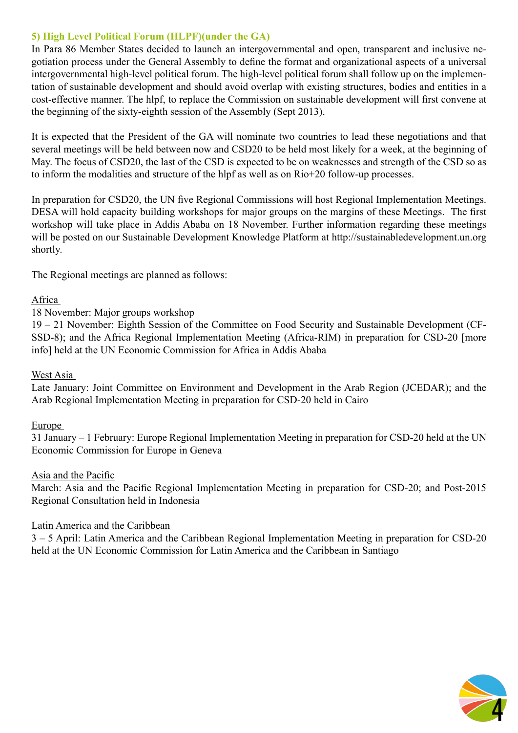#### 5) High Level Political Forum (HLPF)(under the GA)

In Para 86 Member States decided to launch an intergovernmental and open, transparent and inclusive negotiation process under the General Assembly to define the format and organizational aspects of a universal intergovernmental high-level political forum. The high-level political forum shall follow up on the implementation of sustainable development and should avoid overlap with existing structures, bodies and entities in a cost-effective manner. The hlpf, to replace the Commission on sustainable development will first convene at the beginning of the sixty-eighth session of the Assembly (Sept 2013).

It is expected that the President of the GA will nominate two countries to lead these negotiations and that several meetings will be held between now and CSD20 to be held most likely for a week, at the beginning of May. The focus of CSD20, the last of the CSD is expected to be on weaknesses and strength of the CSD so as to inform the modalities and structure of the hlpf as well as on Rio+20 follow-up processes.

In preparation for CSD20, the UN five Regional Commissions will host Regional Implementation Meetings. DESA will hold capacity building workshops for major groups on the margins of these Meetings. The first workshop will take place in Addis Ababa on 18 November. Further information regarding these meetings will be posted on our Sustainable Development Knowledge Platform at http://sustainabledevelopment.un.org shortly.

The Regional meetings are planned as follows:

Africa

18 November: Major groups workshop

19 – 21 November: Eighth Session of the Committee on Food Security and Sustainable Development (CFSSD-8); and the Africa Regional Implementation Meeting (Africa-RIM) in preparation for CSD-20 [more info] held at the UN Economic Commission for Africa in Addis Ababa

West Asia

Late January: Joint Committee on Environment and Development in the Arab Region (JCEDAR); and the Arab Regional Implementation Meeting in preparation for CSD-20 held in Cairo

Europe

31 January – 1 February: Europe Regional Implementation Meeting in preparation for CSD-20 held at the UN Economic Commission for Europe in Geneva

Asia and the Pacific

March: Asia and the Pacific Regional Implementation Meeting in preparation for CSD-20; and Post-2015 Regional Consultation held in Indonesia

Latin America and the Caribbean

3 – 5 April: Latin America and the Caribbean Regional Implementation Meeting in preparation for CSD-20 held at the UN Economic Commission for Latin America and the Caribbean in Santiago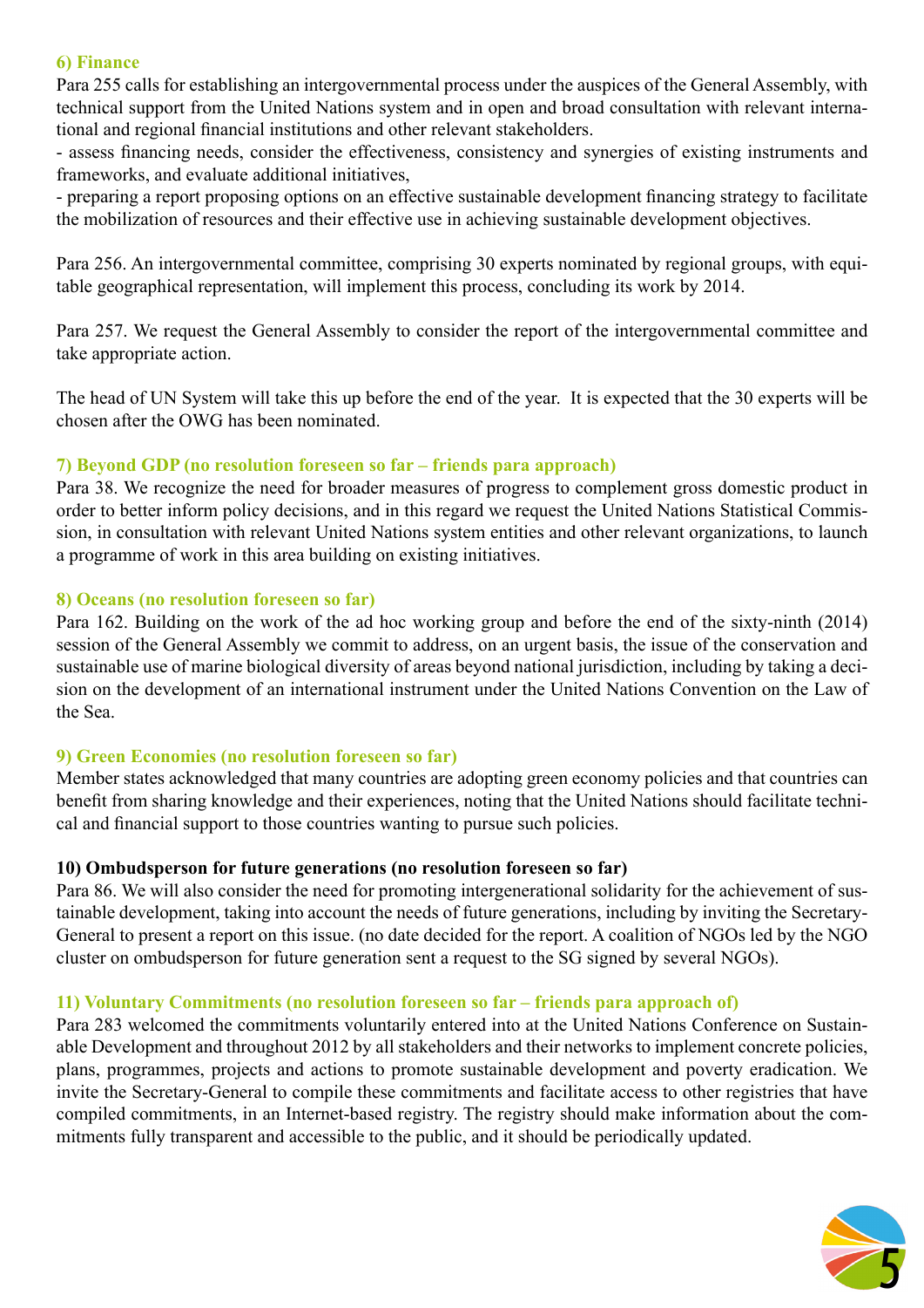### 6) Finance

Para 255 calls for establishing an intergovernmental process under the auspices of the General Assembly, with technical support from the United Nations system and in open and broad consultation with relevant international and regional financial institutions and other relevant stakeholders.

- assess financing needs, consider the effectiveness, consistency and synergies of existing instruments and frameworks, and evaluate additional initiatives,
- preparing a report proposing options on an effective sustainable development financing strategy to facilitate the mobilization of resources and their effective use in achieving sustainable development objectives.

Para 256. An intergovernmental committee, comprising 30 experts nominated by regional groups, with equitable geographical representation, will implement this process, concluding its work by 2014.

Para 257. We request the General Assembly to consider the report of the intergovernmental committee and take appropriate action.

The head of UN System will take this up before the end of the year. It is expected that the 30 experts will be chosen after the OWG has been nominated.

### 7) Beyond GDP (no resolution foreseen so far – friends para approach)

Para 38. We recognize the need for broader measures of progress to complement gross domestic product in order to better inform policy decisions, and in this regard we request the United Nations Statistical Commission, in consultation with relevant United Nations system entities and other relevant organizations, to launch a programme of work in this area building on existing initiatives.

### 8) Oceans (no resolution foreseen so far)

Para 162. Building on the work of the ad hoc working group and before the end of the sixty-ninth (2014) session of the General Assembly we commit to address, on an urgent basis, the issue of the conservation and sustainable use of marine biological diversity of areas beyond national jurisdiction, including by taking a decision on the development of an international instrument under the United Nations Convention on the Law of the Sea.

### 9) Green Economies (no resolution foreseen so far)

Member states acknowledged that many countries are adopting green economy policies and that countries can benefit from sharing knowledge and their experiences, noting that the United Nations should facilitate technical and financial support to those countries wanting to pursue such policies.

### 10) Ombudsperson for future generations (no resolution foreseen so far)

Para 86. We will also consider the need for promoting intergenerational solidarity for the achievement of sustainable development, taking into account the needs of future generations, including by inviting the Secretary-General to present a report on this issue. (no date decided for the report. A coalition of NGOs led by the NGO cluster on ombudsperson for future generation sent a request to the SG signed by several NGOs).

### 11) Voluntary Commitments (no resolution foreseen so far – friends para approach of)

Para 283 welcomed the commitments voluntarily entered into at the United Nations Conference on Sustainable Development and throughout 2012 by all stakeholders and their networks to implement concrete policies, plans, programmes, projects and actions to promote sustainable development and poverty eradication. We invite the Secretary-General to compile these commitments and facilitate access to other registries that have compiled commitments, in an Internet-based registry. The registry should make information about the commitments fully transparent and accessible to the public, and it should be periodically updated.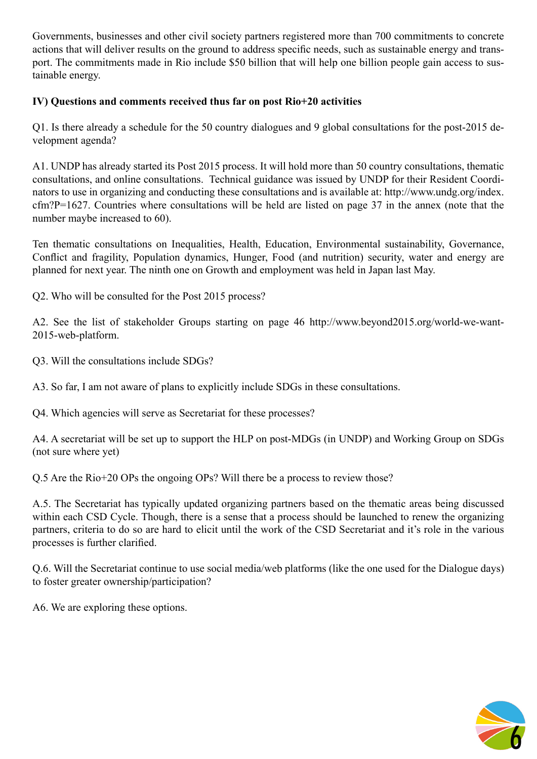Governments, businesses and other civil society partners registered more than 700 commitments to concrete actions that will deliver results on the ground to address specific needs, such as sustainable energy and transport. The commitments made in Rio include $50 billion that will help one billion people gain access to sustainable energy.

**IV) Questions and comments received thus far on post Rio+20 activities**

Q1. Is there already a schedule for the 50 country dialogues and 9 global consultations for the post-2015 development agenda?

A1. UNDP has already started its Post 2015 process. It will hold more than 50 country consultations, thematic consultations, and online consultations. Technical guidance was issued by UNDP for their Resident Coordinators to use in organizing and conducting these consultations and is available at: http://www.undg.org/index.cfm?P=1627. Countries where consultations will be held are listed on page 37 in the annex (note that the number maybe increased to 60).

Ten thematic consultations on Inequalities, Health, Education, Environmental sustainability, Governance, Conflict and fragility, Population dynamics, Hunger, Food (and nutrition) security, water and energy are planned for next year. The ninth one on Growth and employment was held in Japan last May.

Q2. Who will be consulted for the Post 2015 process?

A2. See the list of stakeholder Groups starting on page 46 http://www.beyond2015.org/world-we-want-2015-web-platform.

Q3. Will the consultations include SDGs?

A3. So far, I am not aware of plans to explicitly include SDGs in these consultations.

Q4. Which agencies will serve as Secretariat for these processes?

A4. A secretariat will be set up to support the HLP on post-MDGs (in UNDP) and Working Group on SDGs (not sure where yet)

Q.5 Are the Rio+20 OPs the ongoing OPs? Will there be a process to review those?

A.5. The Secretariat has typically updated organizing partners based on the thematic areas being discussed within each CSD Cycle. Though, there is a sense that a process should be launched to renew the organizing partners, criteria to do so are hard to elicit until the work of the CSD Secretariat and it's role in the various processes is further clarified.

Q.6. Will the Secretariat continue to use social media/web platforms (like the one used for the Dialogue days) to foster greater ownership/participation?

A6. We are exploring these options.